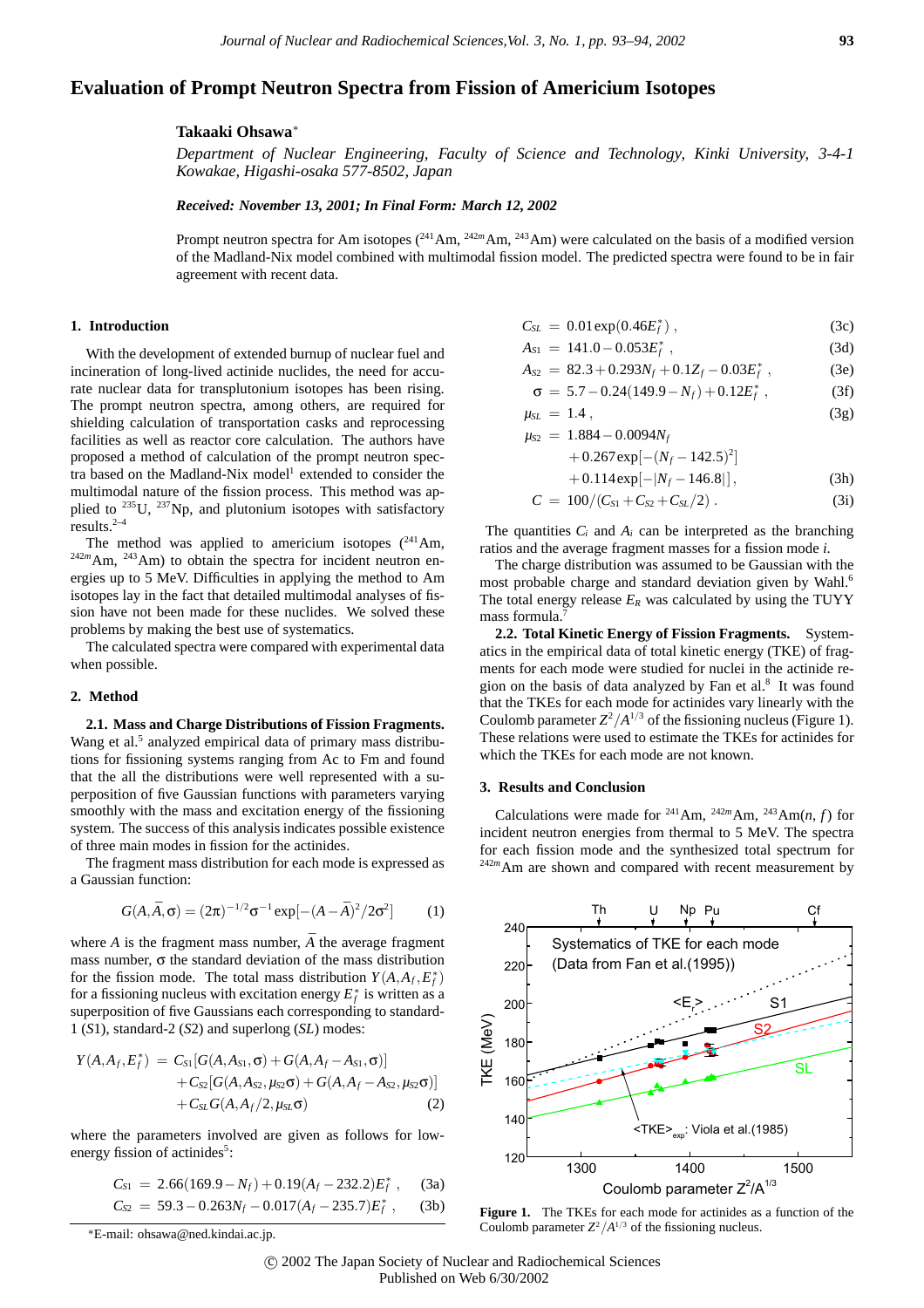# Evaluation of Prompt Neutron Spectra from Fission of Americium Isotopes

**Takaaki Ohsawa***

*Department of Nuclear Engineering, Faculty of Science and Technology, Kinki University, 3-4-1 Kowakae, Higashi-osaka 577-8502, Japan*

***Received: November 13, 2001; In Final Form: March 12, 2002***

Prompt neutron spectra for Am isotopes ($^{241}$Am, $^{242m}$Am, $^{243}$Am) were calculated on the basis of a modified version of the Madland-Nix model combined with multimodal fission model. The predicted spectra were found to be in fair agreement with recent data.

## 1. Introduction

With the development of extended burnup of nuclear fuel and incineration of long-lived actinide nuclides, the need for accurate nuclear data for transplutonium isotopes has been rising. The prompt neutron spectra, among others, are required for shielding calculation of transportation casks and reprocessing facilities as well as reactor core calculation. The authors have proposed a method of calculation of the prompt neutron spectra based on the Madland-Nix model[1] extended to consider the multimodal nature of the fission process. This method was applied to $^{235}$U, $^{237}$Np, and plutonium isotopes with satisfactory results.[2–4]

The method was applied to americium isotopes ($^{241}$Am, $^{242m}$Am, $^{243}$Am) to obtain the spectra for incident neutron energies up to 5 MeV. Difficulties in applying the method to Am isotopes lay in the fact that detailed multimodal analyses of fission have not been made for these nuclides. We solved these problems by making the best use of systematics.

The calculated spectra were compared with experimental data when possible.

## 2. Method

**2.1. Mass and Charge Distributions of Fission Fragments.** Wang et al.[5] analyzed empirical data of primary mass distributions for fissioning systems ranging from Ac to Fm and found that the all the distributions were well represented with a superposition of five Gaussian functions with parameters varying smoothly with the mass and excitation energy of the fissioning system. The success of this analysis indicates possible existence of three main modes in fission for the actinides.

The fragment mass distribution for each mode is expressed as a Gaussian function:

$$G(A,\bar{A},\sigma) = (2\pi)^{-1/2}\sigma^{-1}\exp[-(A-\bar{A})^2/2\sigma^2] \tag{1}$$

where $A$ is the fragment mass number, $\bar{A}$ the average fragment mass number, $\sigma$ the standard deviation of the mass distribution for the fission mode. The total mass distribution $Y(A,A_f,E_f^*)$ for a fissioning nucleus with excitation energy $E_f^*$ is written as a superposition of five Gaussians each corresponding to standard-1 ($S1$), standard-2 ($S2$) and superlong ($SL$) modes:

$$\begin{aligned}Y(A,A_f,E_f^*) = {} & C_{S1}[G(A,A_{S1},\sigma)+G(A,A_f-A_{S1},\sigma)] \\ & + C_{S2}[G(A,A_{S2},\mu_{S2}\sigma)+G(A,A_f-A_{S2},\mu_{S2}\sigma)] \\ & + C_{SL}G(A,A_f/2,\mu_{SL}\sigma)\end{aligned} \tag{2}$$

where the parameters involved are given as follows for low-energy fission of actinides[5]:

$$C_{S1} = 2.66(169.9-N_f)+0.19(A_f-232.2)E_f^* , \tag{3a}$$
$$C_{S2} = 59.3-0.263N_f-0.017(A_f-235.7)E_f^* , \tag{3b}$$
$$C_{SL} = 0.01\exp(0.46E_f^*) , \tag{3c}$$
$$A_{S1} = 141.0-0.053E_f^* , \tag{3d}$$
$$A_{S2} = 82.3+0.293N_f+0.1Z_f-0.03E_f^* , \tag{3e}$$
$$\sigma = 5.7-0.24(149.9-N_f)+0.12E_f^* , \tag{3f}$$
$$\mu_{SL} = 1.4 , \tag{3g}$$
$$\begin{aligned}\mu_{S2} = {} & 1.884-0.0094N_f \\ & +0.267\exp[-(N_f-142.5)^2] \\ & +0.114\exp[-|N_f-146.8|] ,\end{aligned} \tag{3h}$$
$$C = 100/(C_{S1}+C_{S2}+C_{SL}/2) . \tag{3i}$$

The quantities $C_i$ and $A_i$ can be interpreted as the branching ratios and the average fragment masses for a fission mode $i$.

The charge distribution was assumed to be Gaussian with the most probable charge and standard deviation given by Wahl.[6] The total energy release $E_R$ was calculated by using the TUYY mass formula.[7]

**2.2. Total Kinetic Energy of Fission Fragments.** Systematics in the empirical data of total kinetic energy (TKE) of fragments for each mode were studied for nuclei in the actinide region on the basis of data analyzed by Fan et al.[8] It was found that the TKEs for each mode for actinides vary linearly with the Coulomb parameter $Z^2/A^{1/3}$ of the fissioning nucleus (Figure 1). These relations were used to estimate the TKEs for actinides for which the TKEs for each mode are not known.

## 3. Results and Conclusion

Calculations were made for $^{241}$Am, $^{242m}$Am, $^{243}$Am($n$, $f$) for incident neutron energies from thermal to 5 MeV. The spectra for each fission mode and the synthesized total spectrum for $^{242m}$Am are shown and compared with recent measurement by

**Figure 1.** The TKEs for each mode for actinides as a function of the Coulomb parameter $Z^2/A^{1/3}$ of the fissioning nucleus.

*E-mail: ohsawa@ned.kindai.ac.jp.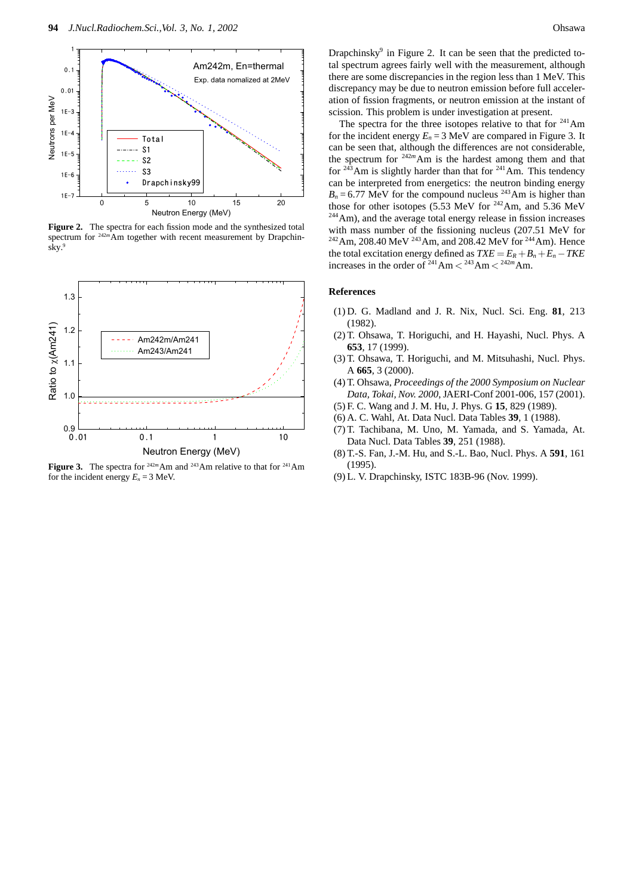Am242m, En=thermal

Exp. data nomalized at 2MeV

Neutrons per MeV

1

0.1

0.01

1E−3

1E−4

1E−5

1E−6

1E−7

Total

S1

S2

S3

Drapchinsky99

0

5

10

15

20

Neutron Energy (MeV)

**Figure 2.** The spectra for each fission mode and the synthesized total spectrum for $^{242m}$Am together with recent measurement by Drapchinsky.[9]

Ratio to χ(Am241)

1.3

1.2

1.1

1.0

0.9

Am242m/Am241

Am243/Am241

0.01

0.1

1

10

Neutron Energy (MeV)

**Figure 3.** The spectra for $^{242m}$Am and $^{243}$Am relative to that for $^{241}$Am for the incident energy $E_n = 3$ MeV.

Drapchinsky[9] in Figure 2. It can be seen that the predicted total spectrum agrees fairly well with the measurement, although there are some discrepancies in the region less than 1 MeV. This discrepancy may be due to neutron emission before full acceleration of fission fragments, or neutron emission at the instant of scission. This problem is under investigation at present.

The spectra for the three isotopes relative to that for $^{241}$Am for the incident energy $E_n = 3$ MeV are compared in Figure 3. It can be seen that, although the differences are not considerable, the spectrum for $^{242m}$Am is the hardest among them and that for $^{243}$Am is slightly harder than that for $^{241}$Am. This tendency can be interpreted from energetics: the neutron binding energy $B_n = 6.77$ MeV for the compound nucleus $^{243}$Am is higher than those for other isotopes (5.53 MeV for $^{242}$Am, and 5.36 MeV $^{244}$Am), and the average total energy release in fission increases with mass number of the fissioning nucleus (207.51 MeV for $^{242}$Am, 208.40 MeV $^{243}$Am, and 208.42 MeV for $^{244}$Am). Hence the total excitation energy defined as $TXE = E_R + B_n + E_n - TKE$ increases in the order of $^{241}$Am $<$ $^{243}$Am $<$ $^{242m}$Am.

## References

(1) D. G. Madland and J. R. Nix, Nucl. Sci. Eng. **81**, 213 (1982).

(2) T. Ohsawa, T. Horiguchi, and H. Hayashi, Nucl. Phys. A **653**, 17 (1999).

(3) T. Ohsawa, T. Horiguchi, and M. Mitsuhashi, Nucl. Phys. A **665**, 3 (2000).

(4) T. Ohsawa, *Proceedings of the 2000 Symposium on Nuclear Data, Tokai, Nov. 2000*, JAERI-Conf 2001-006, 157 (2001).

(5) F. C. Wang and J. M. Hu, J. Phys. G **15**, 829 (1989).

(6) A. C. Wahl, At. Data Nucl. Data Tables **39**, 1 (1988).

(7) T. Tachibana, M. Uno, M. Yamada, and S. Yamada, At. Data Nucl. Data Tables **39**, 251 (1988).

(8) T.-S. Fan, J.-M. Hu, and S.-L. Bao, Nucl. Phys. A **591**, 161 (1995).

(9) L. V. Drapchinsky, ISTC 183B-96 (Nov. 1999).